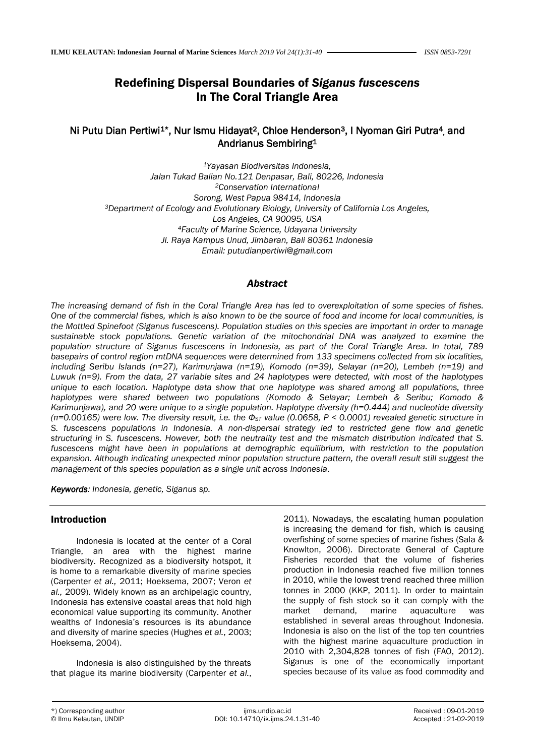# Redefining Dispersal Boundaries of *Siganus fuscescens* In The Coral Triangle Area

**Ni Putu Dian Pertiwi[1]*, Nur Ismu Hidayat[2], Chloe Henderson[3], I Nyoman Giri Putra[4], and Andrianus Sembiring[1]**

*[1]Yayasan Biodiversitas Indonesia,*
*Jalan Tukad Balian No.121 Denpasar, Bali, 80226, Indonesia*
*[2]Conservation International*
*Sorong, West Papua 98414, Indonesia*
*[3]Department of Ecology and Evolutionary Biology, University of California Los Angeles,*
*Los Angeles, CA 90095, USA*
*[4]Faculty of Marine Science, Udayana University*
*Jl. Raya Kampus Unud, Jimbaran, Bali 80361 Indonesia*
*Email: putudianpertiwi@gmail.com*

## *Abstract*

*The increasing demand of fish in the Coral Triangle Area has led to overexploitation of some species of fishes. One of the commercial fishes, which is also known to be the source of food and income for local communities, is the Mottled Spinefoot (Siganus fuscescens). Population studies on this species are important in order to manage sustainable stock populations. Genetic variation of the mitochondrial DNA was analyzed to examine the population structure of Siganus fuscescens in Indonesia, as part of the Coral Triangle Area. In total, 789 basepairs of control region mtDNA sequences were determined from 133 specimens collected from six localities, including Seribu Islands (n=27), Karimunjawa (n=19), Komodo (n=39), Selayar (n=20), Lembeh (n=19) and Luwuk (n=9). From the data, 27 variable sites and 24 haplotypes were detected, with most of the haplotypes unique to each location. Haplotype data show that one haplotype was shared among all populations, three haplotypes were shared between two populations (Komodo & Selayar; Lembeh & Seribu; Komodo & Karimunjawa), and 20 were unique to a single population. Haplotype diversity (h=0.444) and nucleotide diversity (π=0.00165) were low. The diversity result, i.e. the $\Phi_{ST}$ value (0.0658, P < 0.0001) revealed genetic structure in S. fuscescens populations in Indonesia. A non-dispersal strategy led to restricted gene flow and genetic structuring in S. fuscescens. However, both the neutrality test and the mismatch distribution indicated that S. fuscescens might have been in populations at demographic equilibrium, with restriction to the population expansion. Although indicating unexpected minor population structure pattern, the overall result still suggest the management of this species population as a single unit across Indonesia.*

***Keywords**: Indonesia, genetic, Siganus sp.*

## Introduction

Indonesia is located at the center of a Coral Triangle, an area with the highest marine biodiversity. Recognized as a biodiversity hotspot, it is home to a remarkable diversity of marine species (Carpenter *et al.,* 2011; Hoeksema, 2007; Veron *et al.,* 2009). Widely known as an archipelagic country, Indonesia has extensive coastal areas that hold high economical value supporting its community. Another wealths of Indonesia's resources is its abundance and diversity of marine species (Hughes *et al.*, 2003; Hoeksema, 2004).

Indonesia is also distinguished by the threats that plague its marine biodiversity (Carpenter *et al.*, 2011). Nowadays, the escalating human population is increasing the demand for fish, which is causing overfishing of some species of marine fishes (Sala & Knowlton, 2006). Directorate General of Capture Fisheries recorded that the volume of fisheries production in Indonesia reached five million tonnes in 2010, while the lowest trend reached three million tonnes in 2000 (KKP, 2011). In order to maintain the supply of fish stock so it can comply with the market demand, marine aquaculture was established in several areas throughout Indonesia. Indonesia is also on the list of the top ten countries with the highest marine aquaculture production in 2010 with 2,304,828 tonnes of fish (FAO, 2012). Siganus is one of the economically important species because of its value as food commodity and

*) Corresponding author
© Ilmu Kelautan, UNDIP

ijms.undip.ac.id
DOI: 10.14710/ik.ijms.24.1.31-40

Received : 09-01-2019
Accepted : 21-02-2019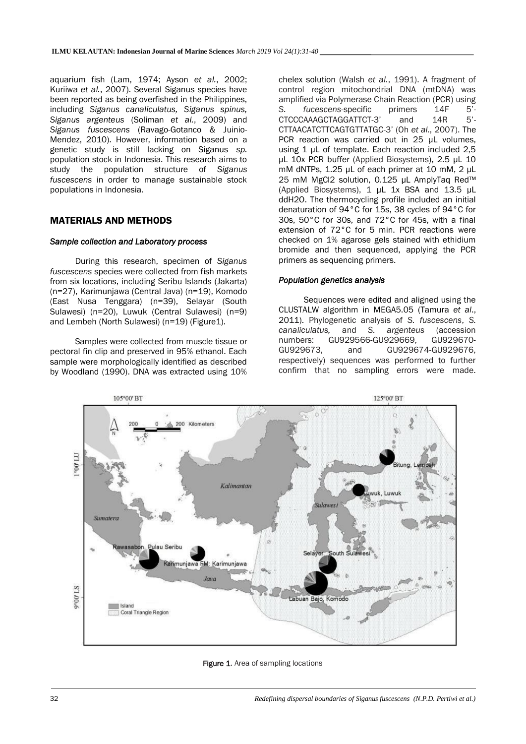aquarium fish (Lam, 1974; Ayson *et al.*, 2002; Kuriiwa *et al.*, 2007). Several Siganus species have been reported as being overfished in the Philippines, including *Siganus canaliculatus, Siganus spinus, Siganus argenteus* (Soliman *et al.*, 2009) and *Siganus fuscescens* (Ravago-Gotanco & Juinio-Mendez, 2010). However, information based on a genetic study is still lacking on Siganus *sp.* population stock in Indonesia. This research aims to study the population structure of *Siganus fuscescens* in order to manage sustainable stock populations in Indonesia.

## MATERIALS AND METHODS

### *Sample collection and Laboratory process*

During this research, specimen of *Siganus fuscescens* species were collected from fish markets from six locations, including Seribu Islands (Jakarta) (n=27), Karimunjawa (Central Java) (n=19), Komodo (East Nusa Tenggara) (n=39), Selayar (South Sulawesi) (n=20), Luwuk (Central Sulawesi) (n=9) and Lembeh (North Sulawesi) (n=19) (Figure1).

Samples were collected from muscle tissue or pectoral fin clip and preserved in 95% ethanol. Each sample were morphologically identified as described by Woodland (1990). DNA was extracted using 10% chelex solution (Walsh *et al.*, 1991). A fragment of control region mitochondrial DNA (mtDNA) was amplified via Polymerase Chain Reaction (PCR) using *S. fucescens*-specific primers 14F 5'-CTCCCAAAGCTAGGATTCT-3' and 14R 5'-CTTAACATCTTCAGTGTTATGC-3' (Oh *et al.*, 2007). The PCR reaction was carried out in 25 µL volumes, using 1 µL of template. Each reaction included 2,5 µL 10x PCR buffer (Applied Biosystems), 2.5 µL 10 mM dNTPs, 1.25 µL of each primer at 10 mM, 2 µL 25 mM MgCl2 solution, 0.125 µL AmplyTaq Red™ (Applied Biosystems), 1 µL 1x BSA and 13.5 µL ddH2O. The thermocycling profile included an initial denaturation of 94°C for 15s, 38 cycles of 94°C for 30s, 50°C for 30s, and 72°C for 45s, with a final extension of 72°C for 5 min. PCR reactions were checked on 1% agarose gels stained with ethidium bromide and then sequenced, applying the PCR primers as sequencing primers.

### *Population genetics analysis*

Sequences were edited and aligned using the CLUSTALW algorithm in MEGA5.05 (Tamura *et al.*, 2011). Phylogenetic analysis of *S. fuscescens*, *S. canaliculatus,* and *S. argenteus* (accession numbers: GU929566-GU929669, GU929670-GU929673, and GU929674-GU929676, respectively) sequences was performed to further confirm that no sampling errors were made.

**Figure 1**. Area of sampling locations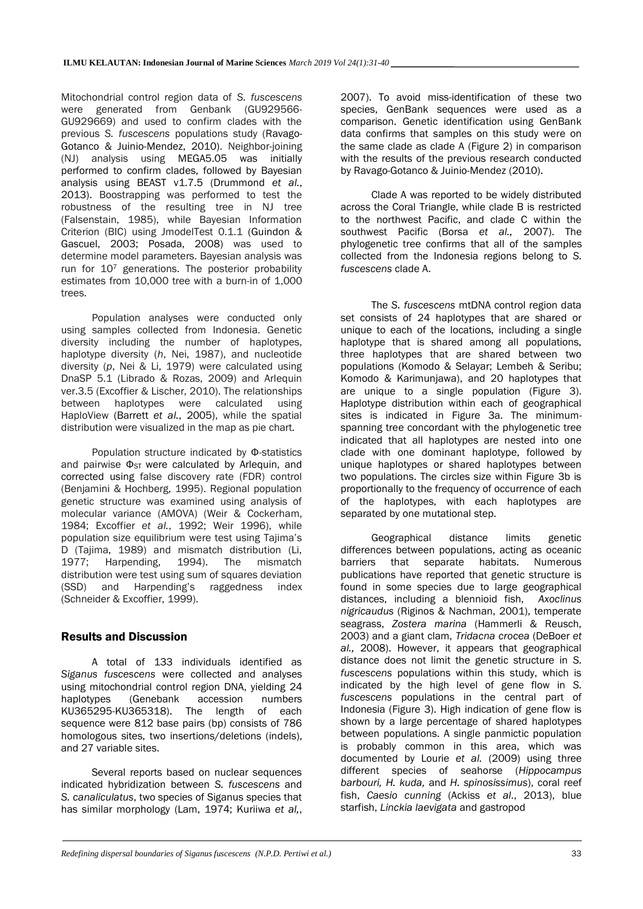Mitochondrial control region data of *S. fuscescens* were generated from Genbank (GU929566-GU929669) and used to confirm clades with the previous *S. fuscescens* populations study (Ravago-Gotanco & Juinio-Mendez, 2010). Neighbor-joining (NJ) analysis using MEGA5.05 was initially performed to confirm clades, followed by Bayesian analysis using BEAST v1.7.5 (Drummond *et al.*, 2013). Boostrapping was performed to test the robustness of the resulting tree in NJ tree (Falsenstain, 1985), while Bayesian Information Criterion (BIC) using JmodelTest 0.1.1 (Guindon & Gascuel, 2003; Posada, 2008) was used to determine model parameters. Bayesian analysis was run for $10^7$ generations. The posterior probability estimates from 10,000 tree with a burn-in of 1,000 trees.

Population analyses were conducted only using samples collected from Indonesia. Genetic diversity including the number of haplotypes, haplotype diversity (*h*, Nei, 1987), and nucleotide diversity (*p*, Nei & Li, 1979) were calculated using DnaSP 5.1 (Librado & Rozas, 2009) and Arlequin ver.3.5 (Excoffier & Lischer, 2010). The relationships between haplotypes were calculated using HaploView (Barrett *et al.*, 2005), while the spatial distribution were visualized in the map as pie chart.

Population structure indicated by Φ-statistics and pairwise $\Phi_{ST}$ were calculated by Arlequin, and corrected using false discovery rate (FDR) control (Benjamini & Hochberg, 1995). Regional population genetic structure was examined using analysis of molecular variance (AMOVA) (Weir & Cockerham, 1984; Excoffier *et al.*, 1992; Weir 1996), while population size equilibrium were test using Tajima's D (Tajima, 1989) and mismatch distribution (Li, 1977; Harpending, 1994). The mismatch distribution were test using sum of squares deviation (SSD) and Harpending's raggedness index (Schneider & Excoffier, 1999).

## Results and Discussion

A total of 133 individuals identified as *Siganus fuscescens* were collected and analyses using mitochondrial control region DNA, yielding 24 haplotypes (Genebank accession numbers KU365295-KU365318). The length of each sequence were 812 base pairs (bp) consists of 786 homologous sites, two insertions/deletions (indels), and 27 variable sites.

Several reports based on nuclear sequences indicated hybridization between *S. fuscescens* and *S. canaliculatus*, two species of Siganus species that has similar morphology (Lam, 1974; Kuriiwa *et al,*, 2007). To avoid miss-identification of these two species, GenBank sequences were used as a comparison. Genetic identification using GenBank data confirms that samples on this study were on the same clade as clade A (Figure 2) in comparison with the results of the previous research conducted by Ravago-Gotanco & Juinio-Mendez (2010).

Clade A was reported to be widely distributed across the Coral Triangle, while clade B is restricted to the northwest Pacific, and clade C within the southwest Pacific (Borsa *et al.,* 2007). The phylogenetic tree confirms that all of the samples collected from the Indonesia regions belong to *S. fuscescens* clade A.

The *S. fuscescens* mtDNA control region data set consists of 24 haplotypes that are shared or unique to each of the locations, including a single haplotype that is shared among all populations, three haplotypes that are shared between two populations (Komodo & Selayar; Lembeh & Seribu; Komodo & Karimunjawa), and 20 haplotypes that are unique to a single population (Figure 3). Haplotype distribution within each of geographical sites is indicated in Figure 3a. The minimum-spanning tree concordant with the phylogenetic tree indicated that all haplotypes are nested into one clade with one dominant haplotype, followed by unique haplotypes or shared haplotypes between two populations. The circles size within Figure 3b is proportionally to the frequency of occurrence of each of the haplotypes, with each haplotypes are separated by one mutational step.

Geographical distance limits genetic differences between populations, acting as oceanic barriers that separate habitats. Numerous publications have reported that genetic structure is found in some species due to large geographical distances, including a blennioid fish, *Axoclinus nigricaudus* (Riginos & Nachman, 2001), temperate seagrass, *Zostera marina* (Hammerli & Reusch, 2003) and a giant clam, *Tridacna crocea* (DeBoer *et al.,* 2008). However, it appears that geographical distance does not limit the genetic structure in *S. fuscescens* populations within this study, which is indicated by the high level of gene flow in *S. fuscescens* populations in the central part of Indonesia (Figure 3). High indication of gene flow is shown by a large percentage of shared haplotypes between populations. A single panmictic population is probably common in this area, which was documented by Lourie *et al.* (2009) using three different species of seahorse (*Hippocampus barbouri, H. kuda,* and *H. spinosissimus*), coral reef fish, *Caesio cunning* (Ackiss *et al.*, 2013), blue starfish, *Linckia laevigata* and gastropod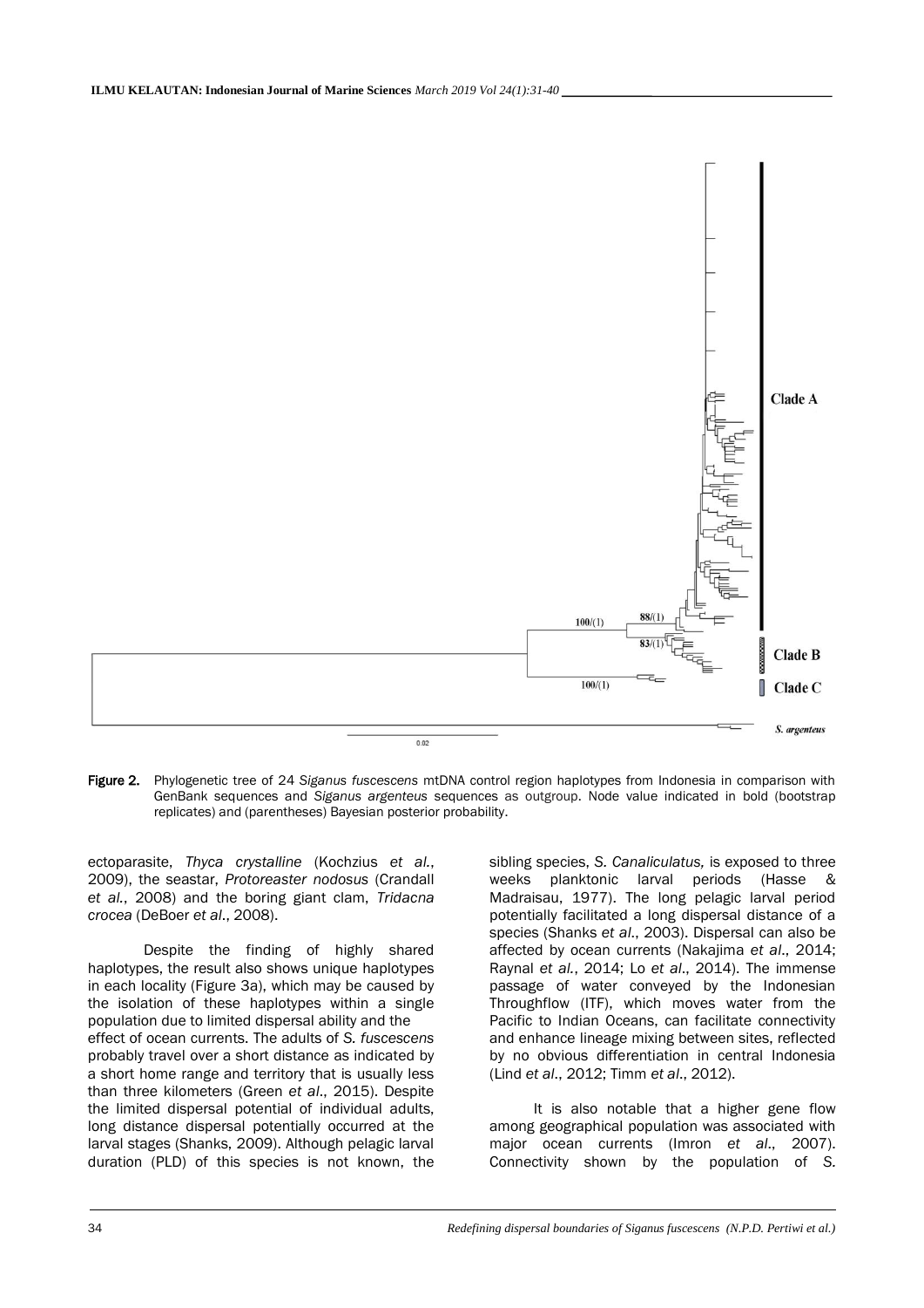**Figure 2.** Phylogenetic tree of 24 *Siganus fuscescens* mtDNA control region haplotypes from Indonesia in comparison with GenBank sequences and *Siganus argenteus* sequences as outgroup. Node value indicated in bold (bootstrap replicates) and (parentheses) Bayesian posterior probability.

ectoparasite, *Thyca crystalline* (Kochzius *et al.*, 2009), the seastar, *Protoreaster nodosus* (Crandall *et al.*, 2008) and the boring giant clam, *Tridacna crocea* (DeBoer *et al.*, 2008).

Despite the finding of highly shared haplotypes, the result also shows unique haplotypes in each locality (Figure 3a), which may be caused by the isolation of these haplotypes within a single population due to limited dispersal ability and the effect of ocean currents. The adults of *S. fuscescens* probably travel over a short distance as indicated by a short home range and territory that is usually less than three kilometers (Green *et al.*, 2015). Despite the limited dispersal potential of individual adults, long distance dispersal potentially occurred at the larval stages (Shanks, 2009). Although pelagic larval duration (PLD) of this species is not known, the sibling species, *S. Canaliculatus,* is exposed to three weeks planktonic larval periods (Hasse & Madraisau, 1977). The long pelagic larval period potentially facilitated a long dispersal distance of a species (Shanks *et al.*, 2003). Dispersal can also be affected by ocean currents (Nakajima *et al.*, 2014; Raynal *et al.*, 2014; Lo *et al.*, 2014). The immense passage of water conveyed by the Indonesian Throughflow (ITF), which moves water from the Pacific to Indian Oceans, can facilitate connectivity and enhance lineage mixing between sites, reflected by no obvious differentiation in central Indonesia (Lind *et al.*, 2012; Timm *et al.*, 2012).

It is also notable that a higher gene flow among geographical population was associated with major ocean currents (Imron *et al.*, 2007). Connectivity shown by the population of *S.*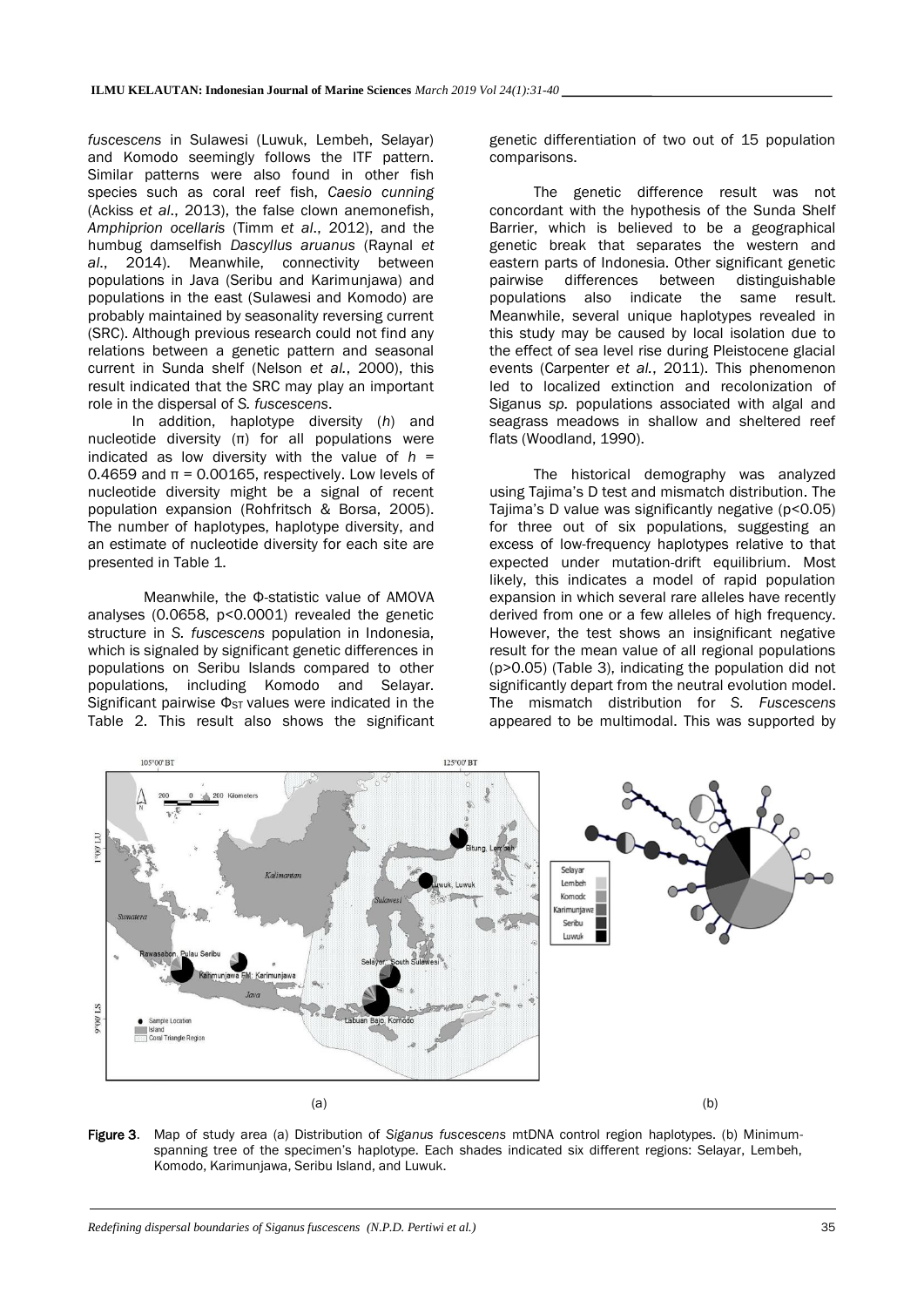*fuscescens* in Sulawesi (Luwuk, Lembeh, Selayar) and Komodo seemingly follows the ITF pattern. Similar patterns were also found in other fish species such as coral reef fish, *Caesio cunning* (Ackiss *et al*., 2013), the false clown anemonefish, *Amphiprion ocellaris* (Timm *et al*., 2012), and the humbug damselfish *Dascyllus aruanus* (Raynal *et al*., 2014). Meanwhile, connectivity between populations in Java (Seribu and Karimunjawa) and populations in the east (Sulawesi and Komodo) are probably maintained by seasonality reversing current (SRC). Although previous research could not find any relations between a genetic pattern and seasonal current in Sunda shelf (Nelson *et al*., 2000), this result indicated that the SRC may play an important role in the dispersal of *S. fuscescens*.

In addition, haplotype diversity (*h*) and nucleotide diversity (π) for all populations were indicated as low diversity with the value of $h$ = 0.4659 and π = 0.00165, respectively. Low levels of nucleotide diversity might be a signal of recent population expansion (Rohfritsch & Borsa, 2005). The number of haplotypes, haplotype diversity, and an estimate of nucleotide diversity for each site are presented in Table 1.

Meanwhile, the Φ-statistic value of AMOVA analyses (0.0658, p<0.0001) revealed the genetic structure in *S. fuscescens* population in Indonesia, which is signaled by significant genetic differences in populations on Seribu Islands compared to other populations, including Komodo and Selayar. Significant pairwise $\Phi_{ST}$ values were indicated in the Table 2. This result also shows the significant genetic differentiation of two out of 15 population comparisons.

The genetic difference result was not concordant with the hypothesis of the Sunda Shelf Barrier, which is believed to be a geographical genetic break that separates the western and eastern parts of Indonesia. Other significant genetic pairwise differences between distinguishable populations also indicate the same result. Meanwhile, several unique haplotypes revealed in this study may be caused by local isolation due to the effect of sea level rise during Pleistocene glacial events (Carpenter *et al*., 2011). This phenomenon led to localized extinction and recolonization of Siganus *sp.* populations associated with algal and seagrass meadows in shallow and sheltered reef flats (Woodland, 1990).

The historical demography was analyzed using Tajima's D test and mismatch distribution. The Tajima's D value was significantly negative (p<0.05) for three out of six populations, suggesting an excess of low-frequency haplotypes relative to that expected under mutation-drift equilibrium. Most likely, this indicates a model of rapid population expansion in which several rare alleles have recently derived from one or a few alleles of high frequency. However, the test shows an insignificant negative result for the mean value of all regional populations (p>0.05) (Table 3), indicating the population did not significantly depart from the neutral evolution model. The mismatch distribution for *S. Fuscescens* appeared to be multimodal. This was supported by

(a) (b)

**Figure 3.** Map of study area (a) Distribution of *Siganus fuscescens* mtDNA control region haplotypes. (b) Minimum-spanning tree of the specimen's haplotype. Each shades indicated six different regions: Selayar, Lembeh, Komodo, Karimunjawa, Seribu Island, and Luwuk.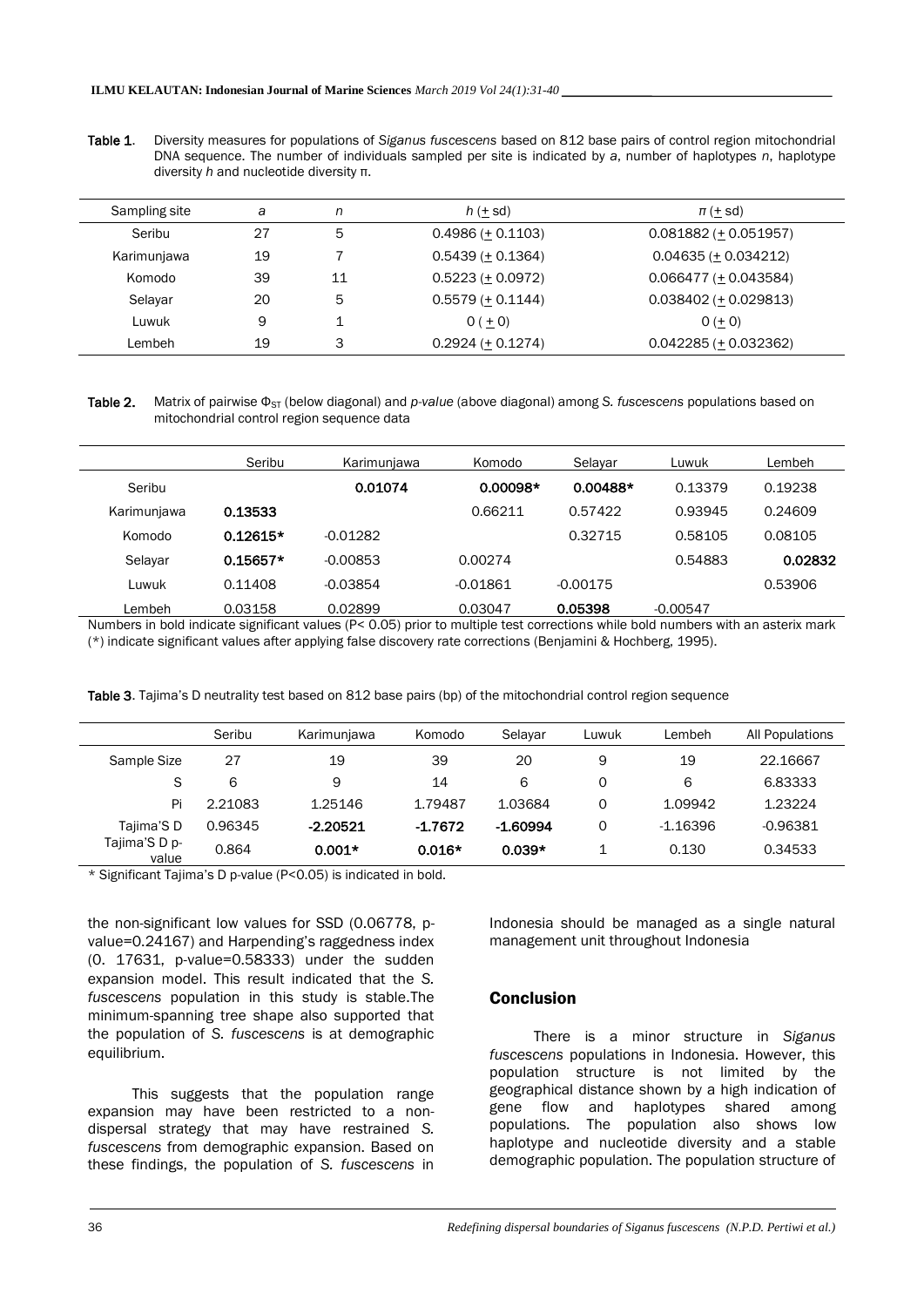**Table 1**. Diversity measures for populations of *Siganus fuscescens* based on 812 base pairs of control region mitochondrial DNA sequence. The number of individuals sampled per site is indicated by *a*, number of haplotypes *n*, haplotype diversity *h* and nucleotide diversity π.

| Sampling site | *a* | *n* | *h* (± sd) | *π* (± sd) |
|---|---|---|---|---|
| Seribu | 27 | 5 | 0.4986 (± 0.1103) | 0.081882 (± 0.051957) |
| Karimunjawa | 19 | 7 | 0.5439 (± 0.1364) | 0.04635 (± 0.034212) |
| Komodo | 39 | 11 | 0.5223 (± 0.0972) | 0.066477 (± 0.043584) |
| Selayar | 20 | 5 | 0.5579 (± 0.1144) | 0.038402 (± 0.029813) |
| Luwuk | 9 | 1 | 0 (± 0) | 0 (± 0) |
| Lembeh | 19 | 3 | 0.2924 (± 0.1274) | 0.042285 (± 0.032362) |

**Table 2.** Matrix of pairwise $\Phi_{ST}$ (below diagonal) and *p-value* (above diagonal) among *S. fuscescens* populations based on mitochondrial control region sequence data

| | Seribu | Karimunjawa | Komodo | Selayar | Luwuk | Lembeh |
|---|---|---|---|---|---|---|
| Seribu | | **0.01074** | **0.00098*** | **0.00488*** | 0.13379 | 0.19238 |
| Karimunjawa | **0.13533** | | 0.66211 | 0.57422 | 0.93945 | 0.24609 |
| Komodo | **0.12615*** | -0.01282 | | 0.32715 | 0.58105 | 0.08105 |
| Selayar | **0.15657*** | -0.00853 | 0.00274 | | 0.54883 | **0.02832** |
| Luwuk | 0.11408 | -0.03854 | -0.01861 | -0.00175 | | 0.53906 |
| Lembeh | 0.03158 | 0.02899 | 0.03047 | **0.05398** | -0.00547 | |

Numbers in bold indicate significant values (P< 0.05) prior to multiple test corrections while bold numbers with an asterix mark (*) indicate significant values after applying false discovery rate corrections (Benjamini & Hochberg, 1995).

**Table 3**. Tajima's D neutrality test based on 812 base pairs (bp) of the mitochondrial control region sequence

| | Seribu | Karimunjawa | Komodo | Selayar | Luwuk | Lembeh | All Populations |
|---|---|---|---|---|---|---|---|
| Sample Size | 27 | 19 | 39 | 20 | 9 | 19 | 22.16667 |
| S | 6 | 9 | 14 | 6 | 0 | 6 | 6.83333 |
| Pi | 2.21083 | 1.25146 | 1.79487 | 1.03684 | 0 | 1.09942 | 1.23224 |
| Tajima'S D | 0.96345 | **-2.20521** | **-1.7672** | **-1.60994** | 0 | -1.16396 | -0.96381 |
| Tajima'S D p-value | 0.864 | **0.001*** | **0.016*** | **0.039*** | 1 | 0.130 | 0.34533 |

\* Significant Tajima's D p-value (P<0.05) is indicated in bold.

the non-significant low values for SSD (0.06778, p-value=0.24167) and Harpending's raggedness index (0. 17631, p-value=0.58333) under the sudden expansion model. This result indicated that the *S. fuscescens* population in this study is stable.The minimum-spanning tree shape also supported that the population of *S. fuscescens* is at demographic equilibrium.

This suggests that the population range expansion may have been restricted to a non-dispersal strategy that may have restrained *S. fuscescens* from demographic expansion. Based on these findings, the population of *S. fuscescens* in Indonesia should be managed as a single natural management unit throughout Indonesia

## Conclusion

There is a minor structure in *Siganus fuscescens* populations in Indonesia. However, this population structure is not limited by the geographical distance shown by a high indication of gene flow and haplotypes shared among populations. The population also shows low haplotype and nucleotide diversity and a stable demographic population. The population structure of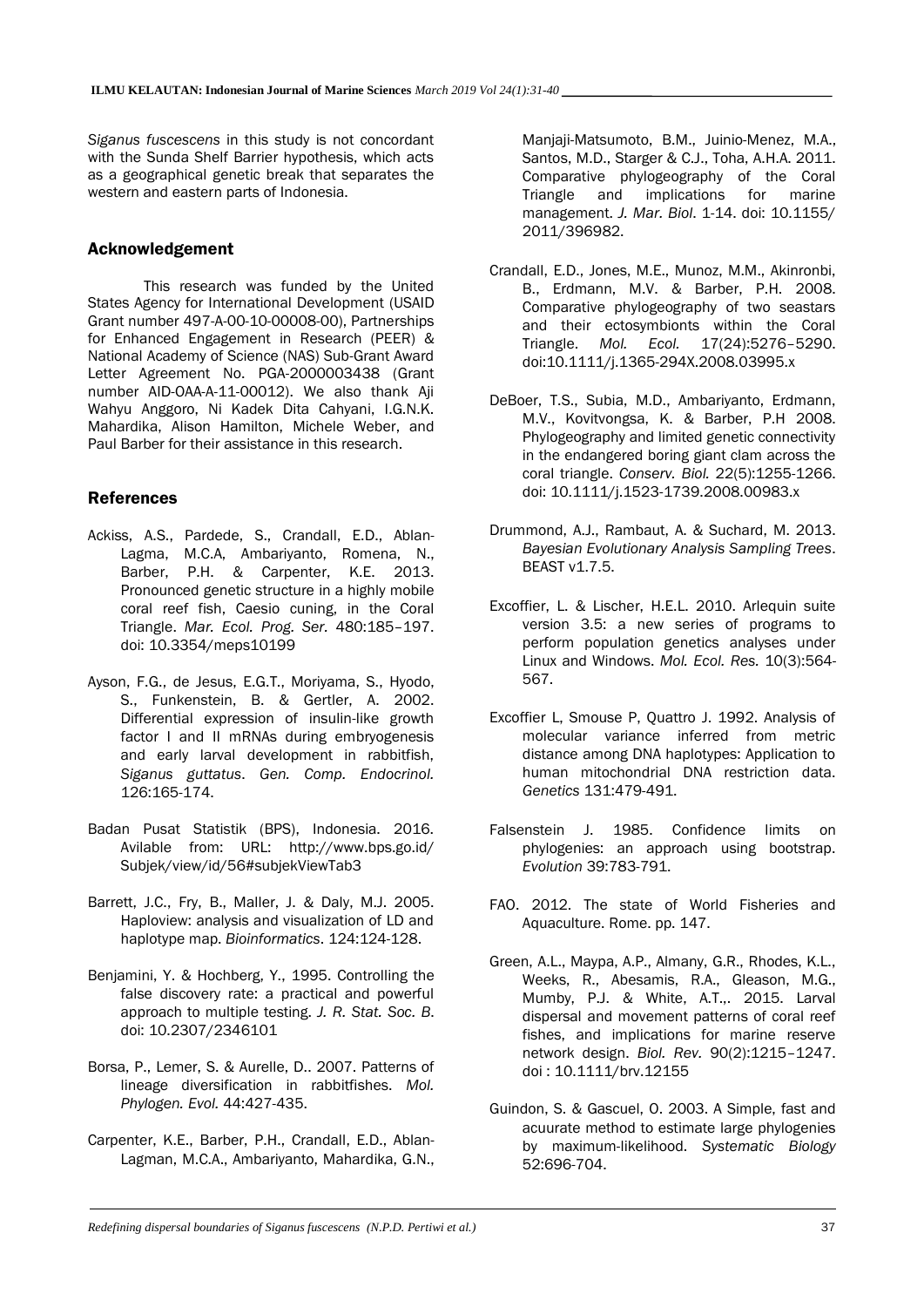*Siganus fuscescens* in this study is not concordant with the Sunda Shelf Barrier hypothesis, which acts as a geographical genetic break that separates the western and eastern parts of Indonesia.

## Acknowledgement

This research was funded by the United States Agency for International Development (USAID Grant number 497-A-00-10-00008-00), Partnerships for Enhanced Engagement in Research (PEER) & National Academy of Science (NAS) Sub-Grant Award Letter Agreement No. PGA-2000003438 (Grant number AID-OAA-A-11-00012). We also thank Aji Wahyu Anggoro, Ni Kadek Dita Cahyani, I.G.N.K. Mahardika, Alison Hamilton, Michele Weber, and Paul Barber for their assistance in this research.

## References

Ackiss, A.S., Pardede, S., Crandall, E.D., Ablan-Lagma, M.C.A, Ambariyanto, Romena, N., Barber, P.H. & Carpenter, K.E. 2013. Pronounced genetic structure in a highly mobile coral reef fish, Caesio cuning, in the Coral Triangle. *Mar. Ecol. Prog. Ser.* 480:185–197. doi: 10.3354/meps10199

Ayson, F.G., de Jesus, E.G.T., Moriyama, S., Hyodo, S., Funkenstein, B. & Gertler, A. 2002. Differential expression of insulin-like growth factor I and II mRNAs during embryogenesis and early larval development in rabbitfish, *Siganus guttatus*. *Gen. Comp. Endocrinol.* 126:165-174.

Badan Pusat Statistik (BPS), Indonesia. 2016. Avilable from: URL: http://www.bps.go.id/ Subjek/view/id/56#subjekViewTab3

Barrett, J.C., Fry, B., Maller, J. & Daly, M.J. 2005. Haploview: analysis and visualization of LD and haplotype map. *Bioinformatics*. 124:124-128.

Benjamini, Y. & Hochberg, Y., 1995. Controlling the false discovery rate: a practical and powerful approach to multiple testing. *J. R. Stat. Soc. B*. doi: 10.2307/2346101

Borsa, P., Lemer, S. & Aurelle, D.. 2007. Patterns of lineage diversification in rabbitfishes. *Mol. Phylogen. Evol.* 44:427-435.

Carpenter, K.E., Barber, P.H., Crandall, E.D., Ablan-Lagman, M.C.A., Ambariyanto, Mahardika, G.N., Manjaji-Matsumoto, B.M., Juinio-Menez, M.A., Santos, M.D., Starger & C.J., Toha, A.H.A. 2011. Comparative phylogeography of the Coral Triangle and implications for marine management. *J. Mar. Biol*. 1-14. doi: 10.1155/ 2011/396982.

Crandall, E.D., Jones, M.E., Munoz, M.M., Akinronbi, B., Erdmann, M.V. & Barber, P.H. 2008. Comparative phylogeography of two seastars and their ectosymbionts within the Coral Triangle. *Mol. Ecol.* 17(24):5276–5290. doi:10.1111/j.1365-294X.2008.03995.x

DeBoer, T.S., Subia, M.D., Ambariyanto, Erdmann, M.V., Kovitvongsa, K. & Barber, P.H 2008. Phylogeography and limited genetic connectivity in the endangered boring giant clam across the coral triangle. *Conserv. Biol.* 22(5):1255-1266. doi: 10.1111/j.1523-1739.2008.00983.x

Drummond, A.J., Rambaut, A. & Suchard, M. 2013. *Bayesian Evolutionary Analysis Sampling Trees*. BEAST v1.7.5.

Excoffier, L. & Lischer, H.E.L. 2010. Arlequin suite version 3.5: a new series of programs to perform population genetics analyses under Linux and Windows. *Mol. Ecol. Res.* 10(3):564-567.

Excoffier L, Smouse P, Quattro J. 1992. Analysis of molecular variance inferred from metric distance among DNA haplotypes: Application to human mitochondrial DNA restriction data. *Genetics* 131:479-491.

Falsenstein J. 1985. Confidence limits on phylogenies: an approach using bootstrap. *Evolution* 39:783-791.

FAO. 2012. The state of World Fisheries and Aquaculture. Rome. pp. 147.

Green, A.L., Maypa, A.P., Almany, G.R., Rhodes, K.L., Weeks, R., Abesamis, R.A., Gleason, M.G., Mumby, P.J. & White, A.T.,. 2015. Larval dispersal and movement patterns of coral reef fishes, and implications for marine reserve network design. *Biol. Rev.* 90(2):1215–1247. doi : 10.1111/brv.12155

Guindon, S. & Gascuel, O. 2003. A Simple, fast and acuurate method to estimate large phylogenies by maximum-likelihood. *Systematic Biology* 52:696-704.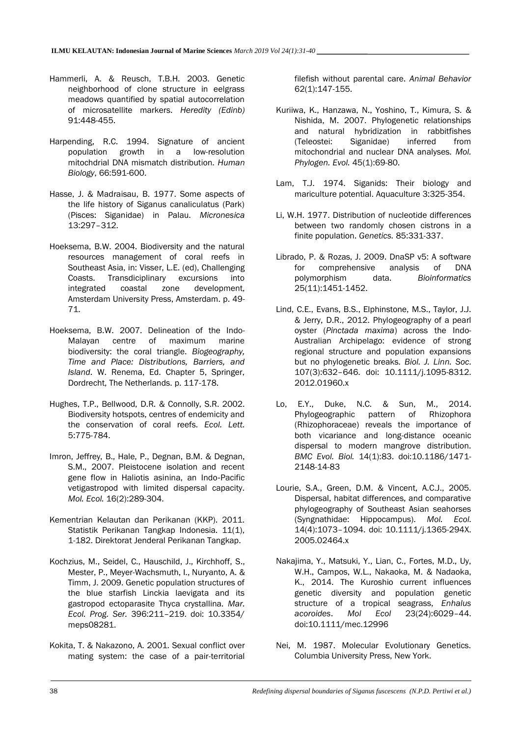Hammerli, A. & Reusch, T.B.H. 2003. Genetic neighborhood of clone structure in eelgrass meadows quantified by spatial autocorrelation of microsatellite markers. *Heredity (Edinb)* 91:448-455.

Harpending, R.C. 1994. Signature of ancient population growth in a low-resolution mitochdrial DNA mismatch distribution. *Human Biology*, 66:591-600.

Hasse, J. & Madraisau, B. 1977. Some aspects of the life history of Siganus canaliculatus (Park) (Pisces: Siganidae) in Palau. *Micronesica* 13:297–312.

Hoeksema, B.W. 2004. Biodiversity and the natural resources management of coral reefs in Southeast Asia, in: Visser, L.E. (ed), Challenging Coasts. Transdiciplinary excursions into integrated coastal zone development, Amsterdam University Press, Amsterdam. p. 49-71.

Hoeksema, B.W. 2007. Delineation of the Indo-Malayan centre of maximum marine biodiversity: the coral triangle. *Biogeography, Time and Place: Distributions, Barriers, and Island*. W. Renema, Ed. Chapter 5, Springer, Dordrecht, The Netherlands. p. 117-178.

Hughes, T.P., Bellwood, D.R. & Connolly, S.R. 2002. Biodiversity hotspots, centres of endemicity and the conservation of coral reefs. *Ecol. Lett.* 5:775-784.

Imron, Jeffrey, B., Hale, P., Degnan, B.M. & Degnan, S.M., 2007. Pleistocene isolation and recent gene flow in Haliotis asinina, an Indo-Pacific vetigastropod with limited dispersal capacity. *Mol. Ecol.* 16(2):289-304.

Kementrian Kelautan dan Perikanan (KKP). 2011. Statistik Perikanan Tangkap Indonesia. 11(1), 1-182. Direktorat Jenderal Perikanan Tangkap.

Kochzius, M., Seidel, C., Hauschild, J., Kirchhoff, S., Mester, P., Meyer-Wachsmuth, I., Nuryanto, A. & Timm, J. 2009. Genetic population structures of the blue starfish Linckia laevigata and its gastropod ectoparasite Thyca crystallina. *Mar. Ecol. Prog. Ser.* 396:211–219. doi: 10.3354/meps08281.

Kokita, T. & Nakazono, A. 2001. Sexual conflict over mating system: the case of a pair-territorial filefish without parental care. *Animal Behavior* 62(1):147-155.

Kuriiwa, K., Hanzawa, N., Yoshino, T., Kimura, S. & Nishida, M. 2007. Phylogenetic relationships and natural hybridization in rabbitfishes (Teleostei: Siganidae) inferred from mitochondrial and nuclear DNA analyses. *Mol. Phylogen. Evol.* 45(1):69-80.

Lam, T.J. 1974. Siganids: Their biology and mariculture potential. Aquaculture 3:325-354.

Li, W.H. 1977. Distribution of nucleotide differences between two randomly chosen cistrons in a finite population. *Genetics.* 85:331-337.

Librado, P. & Rozas, J. 2009. DnaSP v5: A software for comprehensive analysis of DNA polymorphism data. *Bioinformatics* 25(11):1451-1452.

Lind, C.E., Evans, B.S., Elphinstone, M.S., Taylor, J.J. & Jerry, D.R., 2012. Phylogeography of a pearl oyster (*Pinctada maxima*) across the Indo-Australian Archipelago: evidence of strong regional structure and population expansions but no phylogenetic breaks. *Biol. J. Linn. Soc.* 107(3):632–646. doi: 10.1111/j.1095-8312.2012.01960.x

Lo, E.Y., Duke, N.C. & Sun, M., 2014. Phylogeographic pattern of Rhizophora (Rhizophoraceae) reveals the importance of both vicariance and long-distance oceanic dispersal to modern mangrove distribution. *BMC Evol. Biol.* 14(1):83. doi:10.1186/1471-2148-14-83

Lourie, S.A., Green, D.M. & Vincent, A.C.J., 2005. Dispersal, habitat differences, and comparative phylogeography of Southeast Asian seahorses (Syngnathidae: Hippocampus). *Mol. Ecol.* 14(4):1073–1094. doi: 10.1111/j.1365-294X.2005.02464.x

Nakajima, Y., Matsuki, Y., Lian, C., Fortes, M.D., Uy, W.H., Campos, W.L., Nakaoka, M. & Nadaoka, K., 2014. The Kuroshio current influences genetic diversity and population genetic structure of a tropical seagrass, *Enhalus acoroides*. *Mol Ecol* 23(24):6029–44. doi:10.1111/mec.12996

Nei, M. 1987. Molecular Evolutionary Genetics. Columbia University Press, New York.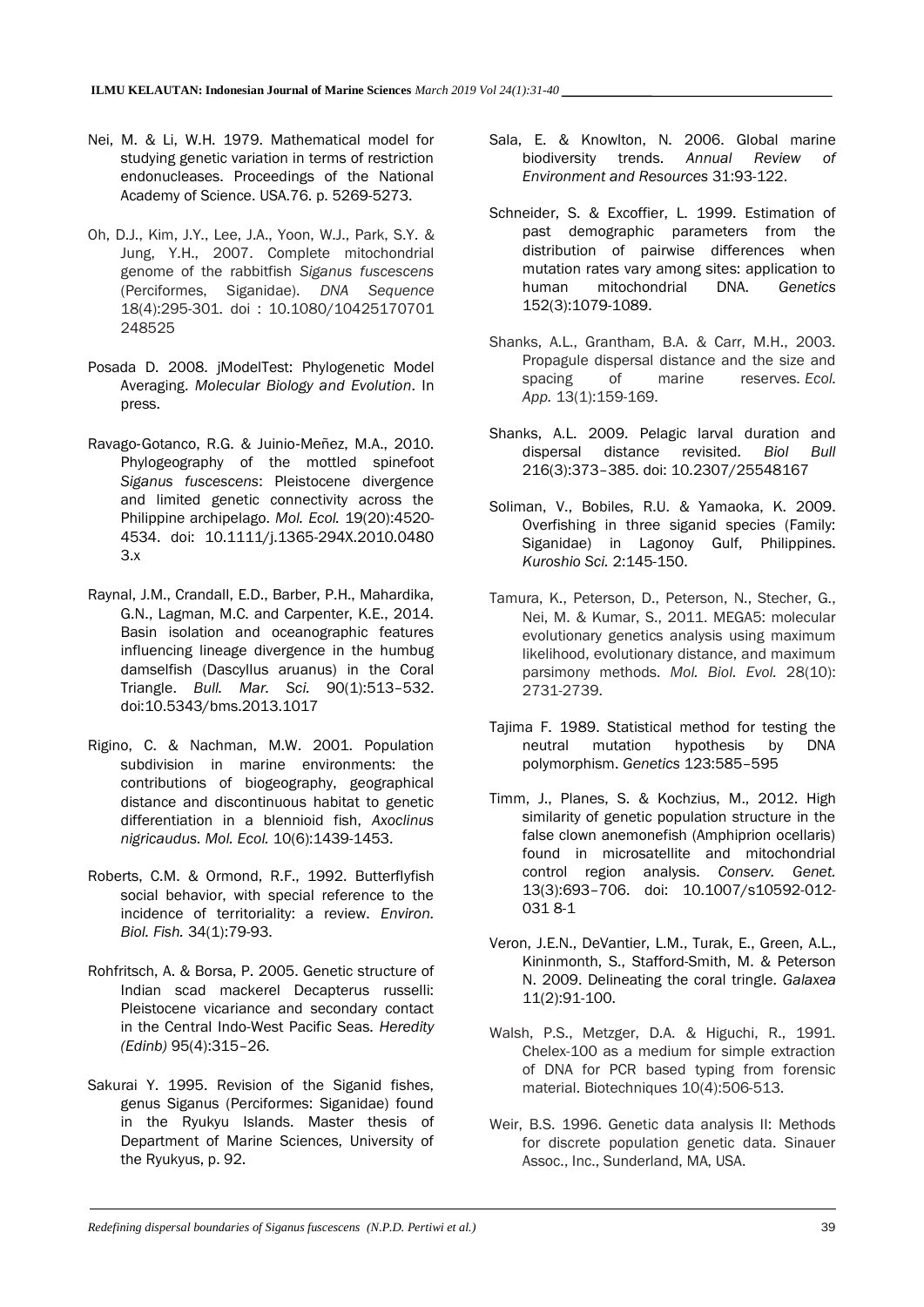Nei, M. & Li, W.H. 1979. Mathematical model for studying genetic variation in terms of restriction endonucleases. Proceedings of the National Academy of Science. USA.76. p. 5269-5273.

Oh, D.J., Kim, J.Y., Lee, J.A., Yoon, W.J., Park, S.Y. & Jung, Y.H., 2007. Complete mitochondrial genome of the rabbitfish *Siganus fuscescens* (Perciformes, Siganidae). *DNA Sequence* 18(4):295-301. doi : 10.1080/10425170701248525

Posada D. 2008. jModelTest: Phylogenetic Model Averaging. *Molecular Biology and Evolution*. In press.

Ravago-Gotanco, R.G. & Juinio-Meñez, M.A., 2010. Phylogeography of the mottled spinefoot *Siganus fuscescens*: Pleistocene divergence and limited genetic connectivity across the Philippine archipelago. *Mol. Ecol.* 19(20):4520-4534. doi: 10.1111/j.1365-294X.2010.04803.x

Raynal, J.M., Crandall, E.D., Barber, P.H., Mahardika, G.N., Lagman, M.C. and Carpenter, K.E., 2014. Basin isolation and oceanographic features influencing lineage divergence in the humbug damselfish (Dascyllus aruanus) in the Coral Triangle. *Bull. Mar. Sci.* 90(1):513–532. doi:10.5343/bms.2013.1017

Rigino, C. & Nachman, M.W. 2001. Population subdivision in marine environments: the contributions of biogeography, geographical distance and discontinuous habitat to genetic differentiation in a blennioid fish, *Axoclinus nigricaudus. Mol. Ecol.* 10(6):1439-1453.

Roberts, C.M. & Ormond, R.F., 1992. Butterflyfish social behavior, with special reference to the incidence of territoriality: a review. *Environ. Biol. Fish.* 34(1):79-93.

Rohfritsch, A. & Borsa, P. 2005. Genetic structure of Indian scad mackerel Decapterus russelli: Pleistocene vicariance and secondary contact in the Central Indo-West Pacific Seas. *Heredity (Edinb)* 95(4):315–26.

Sakurai Y. 1995. Revision of the Siganid fishes, genus Siganus (Perciformes: Siganidae) found in the Ryukyu Islands. Master thesis of Department of Marine Sciences, University of the Ryukyus, p. 92.

Sala, E. & Knowlton, N. 2006. Global marine biodiversity trends. *Annual Review of Environment and Resources* 31:93-122.

Schneider, S. & Excoffier, L. 1999. Estimation of past demographic parameters from the distribution of pairwise differences when mutation rates vary among sites: application to human mitochondrial DNA. *Genetics* 152(3):1079-1089.

Shanks, A.L., Grantham, B.A. & Carr, M.H., 2003. Propagule dispersal distance and the size and spacing of marine reserves. *Ecol. App.* 13(1):159-169.

Shanks, A.L. 2009. Pelagic larval duration and dispersal distance revisited. *Biol Bull* 216(3):373–385. doi: 10.2307/25548167

Soliman, V., Bobiles, R.U. & Yamaoka, K. 2009. Overfishing in three siganid species (Family: Siganidae) in Lagonoy Gulf, Philippines. *Kuroshio Sci.* 2:145-150.

Tamura, K., Peterson, D., Peterson, N., Stecher, G., Nei, M. & Kumar, S., 2011. MEGA5: molecular evolutionary genetics analysis using maximum likelihood, evolutionary distance, and maximum parsimony methods. *Mol. Biol. Evol.* 28(10): 2731-2739.

Tajima F. 1989. Statistical method for testing the neutral mutation hypothesis by DNA polymorphism. *Genetics* 123:585–595

Timm, J., Planes, S. & Kochzius, M., 2012. High similarity of genetic population structure in the false clown anemonefish (Amphiprion ocellaris) found in microsatellite and mitochondrial control region analysis. *Conserv. Genet.* 13(3):693–706. doi: 10.1007/s10592-012-0318-1

Veron, J.E.N., DeVantier, L.M., Turak, E., Green, A.L., Kininmonth, S., Stafford-Smith, M. & Peterson N. 2009. Delineating the coral tringle. *Galaxea* 11(2):91-100.

Walsh, P.S., Metzger, D.A. & Higuchi, R., 1991. Chelex-100 as a medium for simple extraction of DNA for PCR based typing from forensic material. Biotechniques 10(4):506-513.

Weir, B.S. 1996. Genetic data analysis II: Methods for discrete population genetic data. Sinauer Assoc., Inc., Sunderland, MA, USA.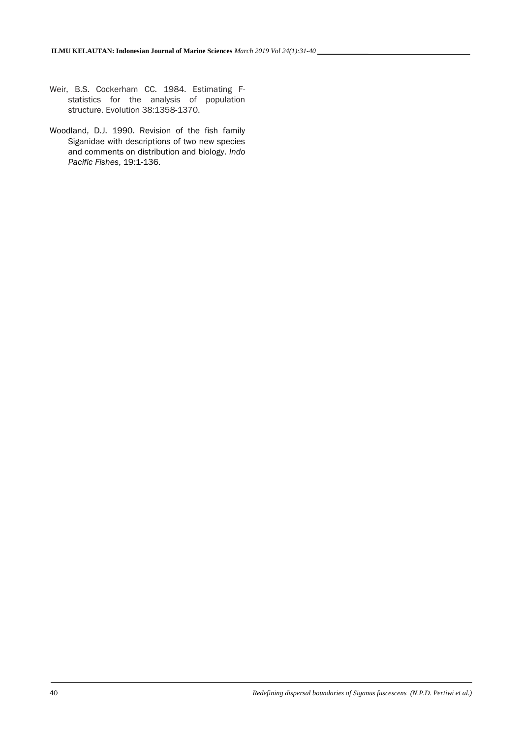Weir, B.S. Cockerham CC. 1984. Estimating F-statistics for the analysis of population structure. Evolution 38:1358-1370.

Woodland, D.J. 1990. Revision of the fish family Siganidae with descriptions of two new species and comments on distribution and biology. *Indo Pacific Fishes*, 19:1-136.